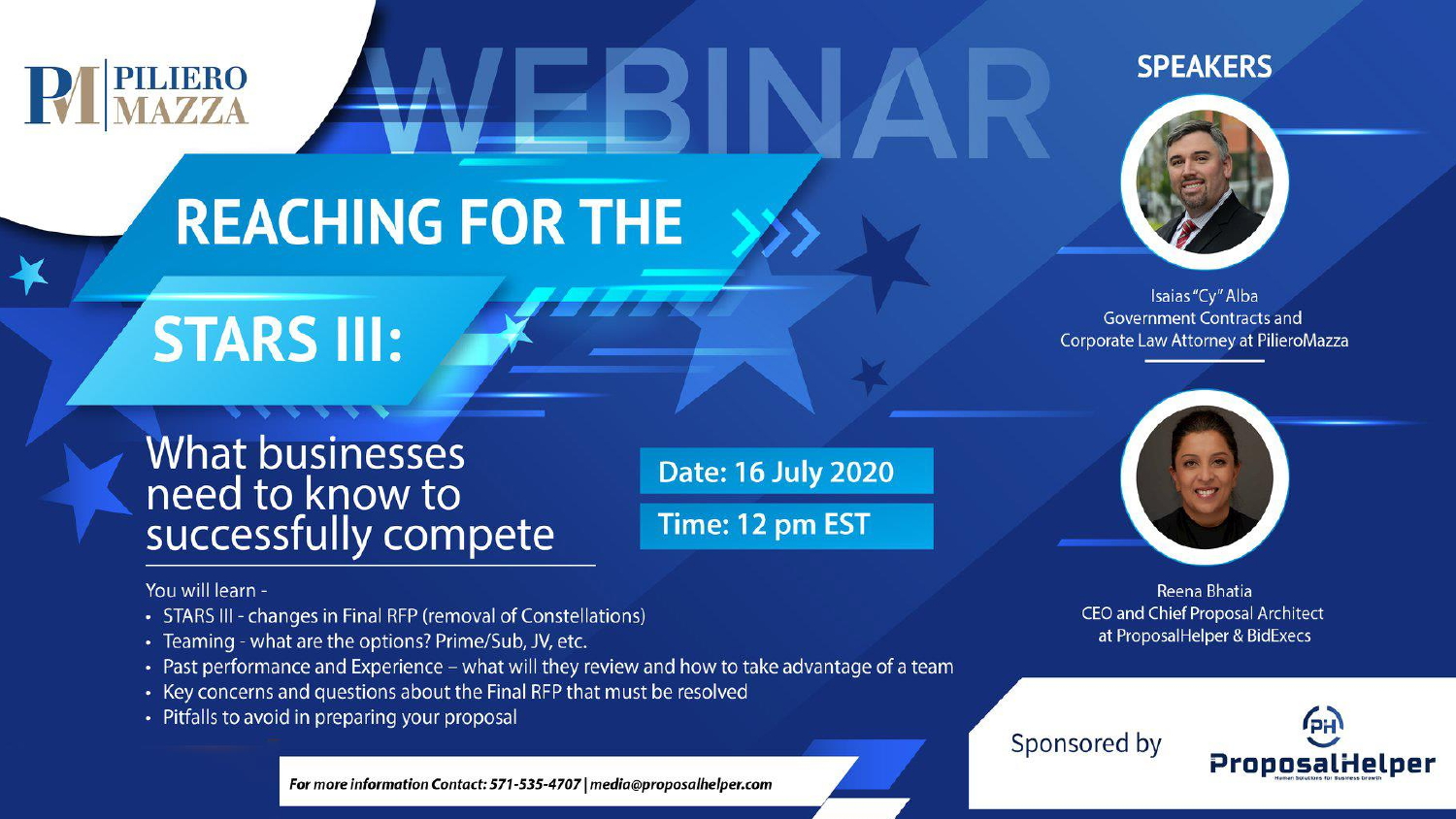PILIERO MAZZA

# WEBINAR

# REACHING FOR THE STARS III:

## What businesses need to know to successfully compete

**Date: 16 July 2020**

**Time: 12 pm EST**

You will learn -

- STARS III - changes in Final RFP (removal of Constellations)
- Teaming - what are the options? Prime/Sub, JV, etc.
- Past performance and Experience – what will they review and how to take advantage of a team
- Key concerns and questions about the Final RFP that must be resolved
- Pitfalls to avoid in preparing your proposal

## SPEAKERS

Isaias "Cy" Alba
Government Contracts and Corporate Law Attorney at PilieroMazza

Reena Bhatia
CEO and Chief Proposal Architect at ProposalHelper & BidExecs

Sponsored by ProposalHelper

*For more information Contact: 571-535-4707 | media@proposalhelper.com*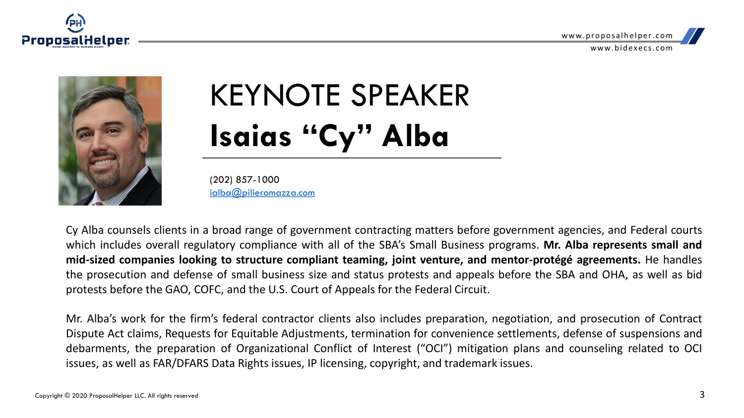# KEYNOTE SPEAKER

## Isaias "Cy" Alba

(202) 857-1000
ialba@pilieromazza.com

Cy Alba counsels clients in a broad range of government contracting matters before government agencies, and Federal courts which includes overall regulatory compliance with all of the SBA's Small Business programs. **Mr. Alba represents small and mid-sized companies looking to structure compliant teaming, joint venture, and mentor-protégé agreements.** He handles the prosecution and defense of small business size and status protests and appeals before the SBA and OHA, as well as bid protests before the GAO, COFC, and the U.S. Court of Appeals for the Federal Circuit.

Mr. Alba's work for the firm's federal contractor clients also includes preparation, negotiation, and prosecution of Contract Dispute Act claims, Requests for Equitable Adjustments, termination for convenience settlements, defense of suspensions and debarments, the preparation of Organizational Conflict of Interest ("OCI") mitigation plans and counseling related to OCI issues, as well as FAR/DFARS Data Rights issues, IP licensing, copyright, and trademark issues.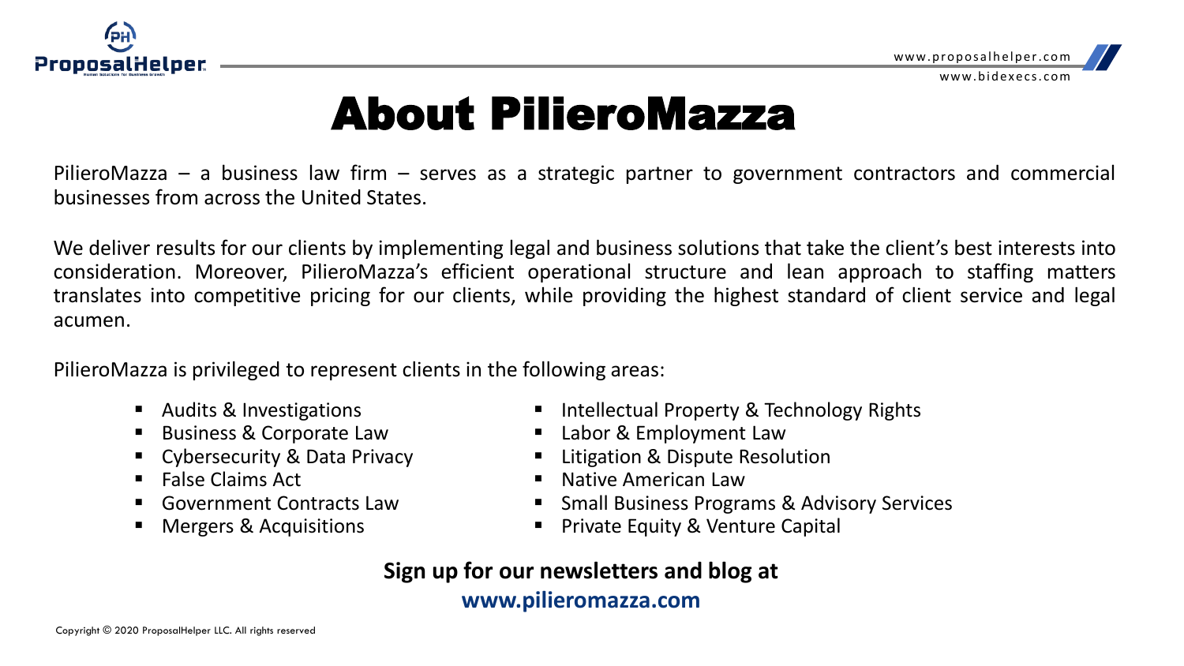# About PilieroMazza

PilieroMazza – a business law firm – serves as a strategic partner to government contractors and commercial businesses from across the United States.

We deliver results for our clients by implementing legal and business solutions that take the client's best interests into consideration. Moreover, PilieroMazza's efficient operational structure and lean approach to staffing matters translates into competitive pricing for our clients, while providing the highest standard of client service and legal acumen.

PilieroMazza is privileged to represent clients in the following areas:

- Audits & Investigations
- Business & Corporate Law
- Cybersecurity & Data Privacy
- False Claims Act
- Government Contracts Law
- Mergers & Acquisitions
- Intellectual Property & Technology Rights
- Labor & Employment Law
- Litigation & Dispute Resolution
- Native American Law
- Small Business Programs & Advisory Services
- Private Equity & Venture Capital

**Sign up for our newsletters and blog at**

**www.pilieromazza.com**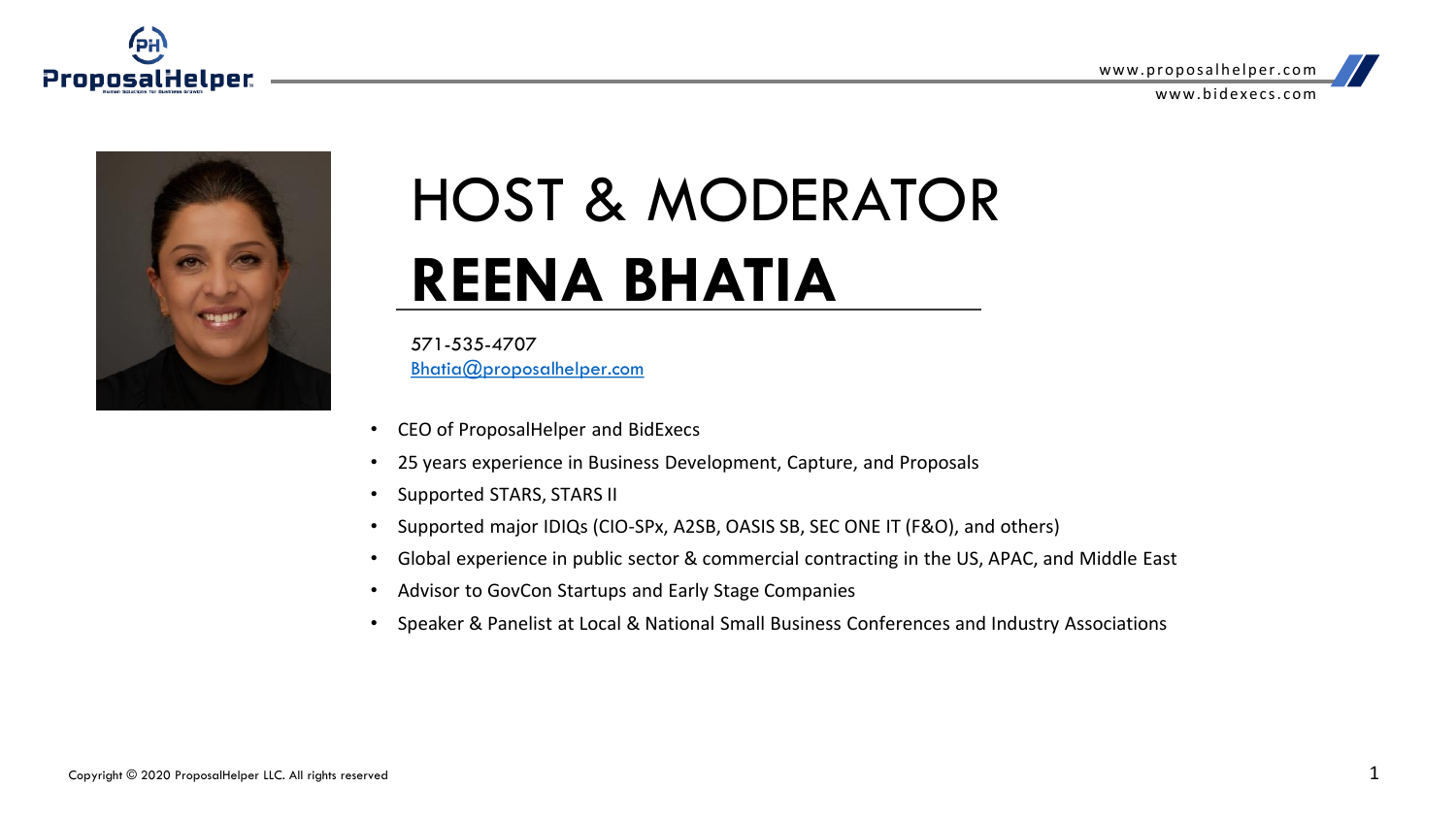# HOST & MODERATOR

# REENA BHATIA

*571-535-4707*
[Bhatia@proposalhelper.com](mailto:Bhatia@proposalhelper.com)

- CEO of ProposalHelper and BidExecs
- 25 years experience in Business Development, Capture, and Proposals
- Supported STARS, STARS II
- Supported major IDIQs (CIO-SPx, A2SB, OASIS SB, SEC ONE IT (F&O), and others)
- Global experience in public sector & commercial contracting in the US, APAC, and Middle East
- Advisor to GovCon Startups and Early Stage Companies
- Speaker & Panelist at Local & National Small Business Conferences and Industry Associations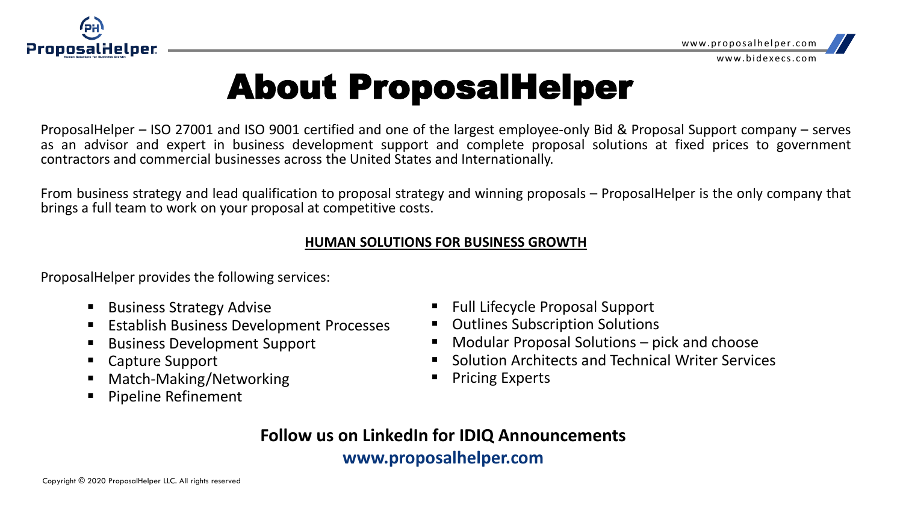# About ProposalHelper

ProposalHelper – ISO 27001 and ISO 9001 certified and one of the largest employee-only Bid & Proposal Support company – serves as an advisor and expert in business development support and complete proposal solutions at fixed prices to government contractors and commercial businesses across the United States and Internationally.

From business strategy and lead qualification to proposal strategy and winning proposals – ProposalHelper is the only company that brings a full team to work on your proposal at competitive costs.

**HUMAN SOLUTIONS FOR BUSINESS GROWTH**

ProposalHelper provides the following services:

- Business Strategy Advise
- Establish Business Development Processes
- Business Development Support
- Capture Support
- Match-Making/Networking
- Pipeline Refinement
- Full Lifecycle Proposal Support
- Outlines Subscription Solutions
- Modular Proposal Solutions – pick and choose
- Solution Architects and Technical Writer Services
- Pricing Experts

**Follow us on LinkedIn for IDIQ Announcements**

**www.proposalhelper.com**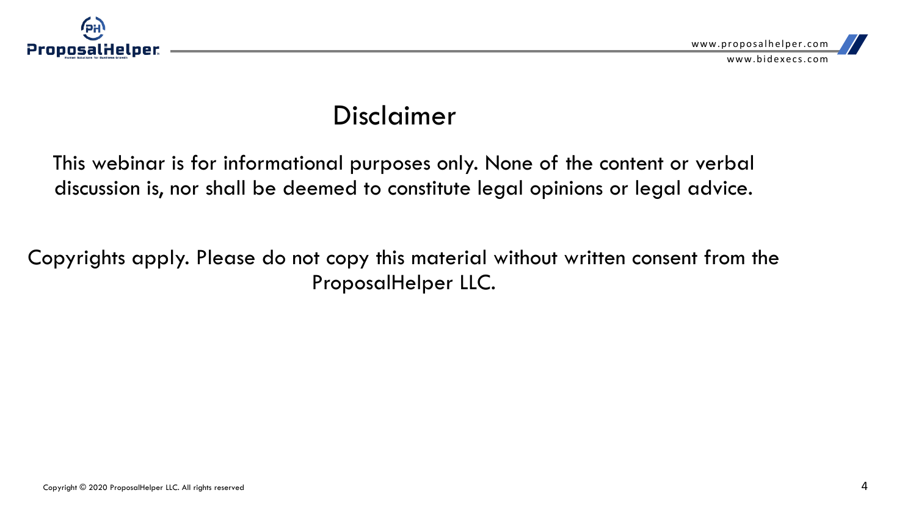# Disclaimer

This webinar is for informational purposes only. None of the content or verbal discussion is, nor shall be deemed to constitute legal opinions or legal advice.

Copyrights apply. Please do not copy this material without written consent from the ProposalHelper LLC.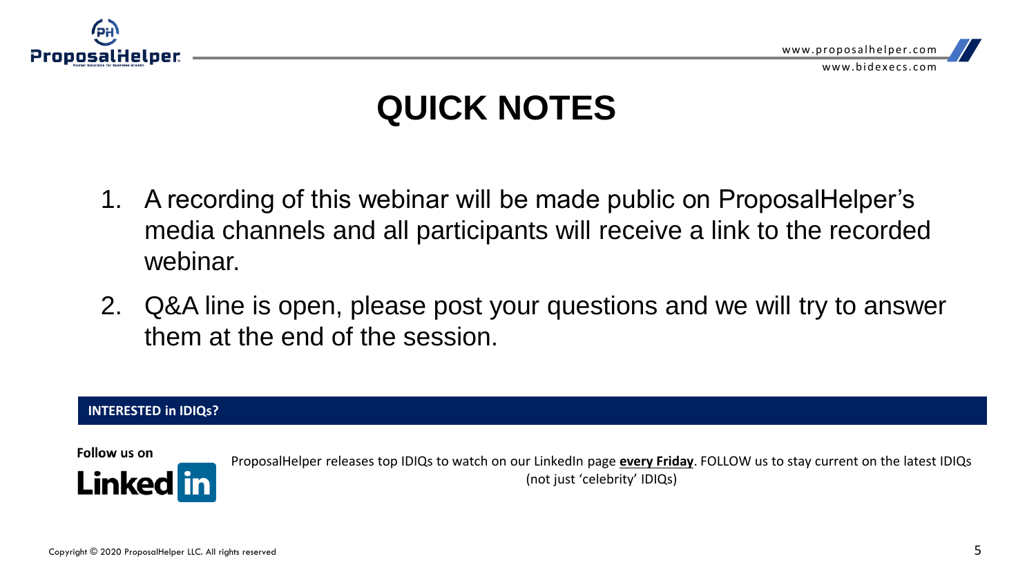# QUICK NOTES

1. A recording of this webinar will be made public on ProposalHelper's media channels and all participants will receive a link to the recorded webinar.
2. Q&A line is open, please post your questions and we will try to answer them at the end of the session.

**INTERESTED in IDIQs?**

**Follow us on**

**LinkedIn**

ProposalHelper releases top IDIQs to watch on our LinkedIn page **every Friday**. FOLLOW us to stay current on the latest IDIQs (not just 'celebrity' IDIQs)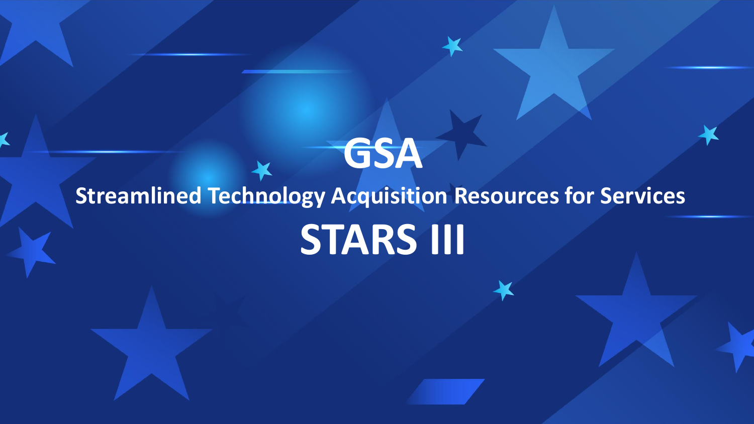# GSA

## Streamlined Technology Acquisition Resources for Services

# STARS III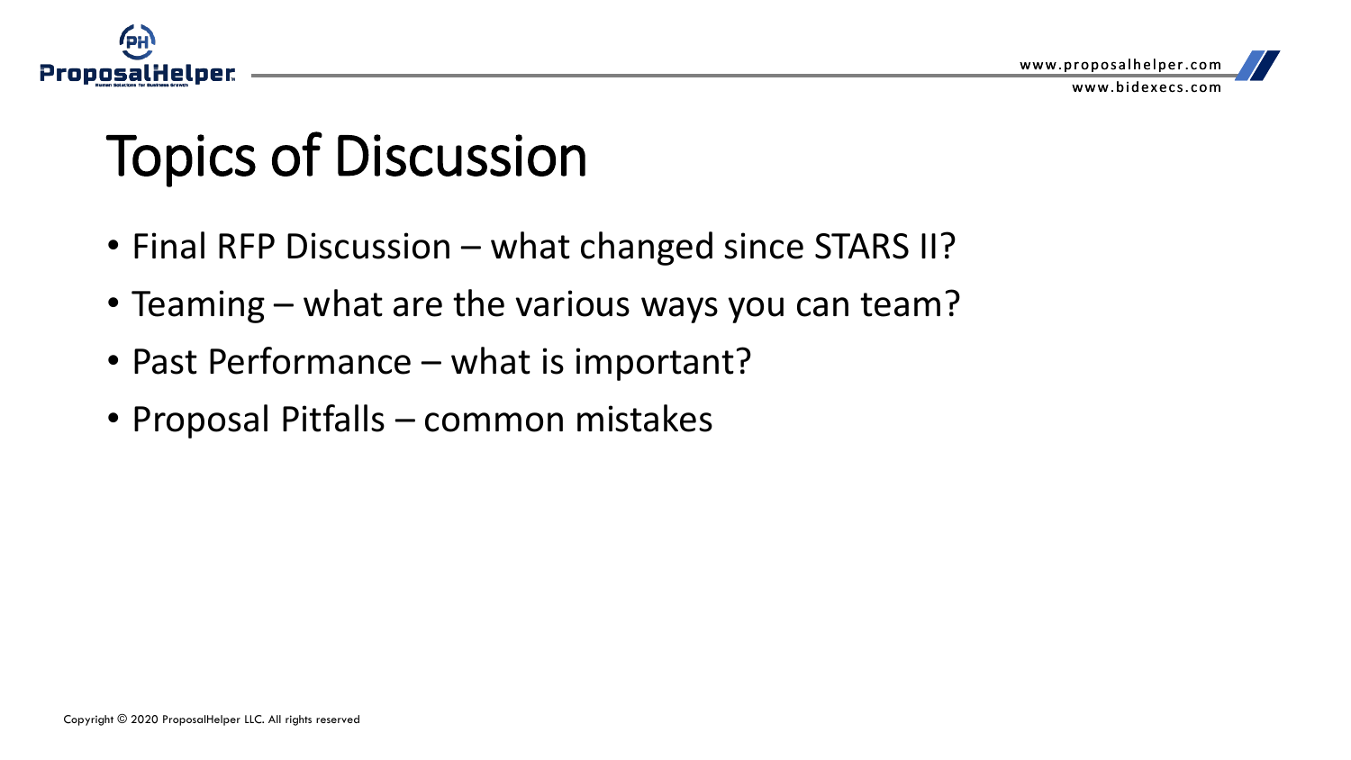# Topics of Discussion

- Final RFP Discussion – what changed since STARS II?
- Teaming – what are the various ways you can team?
- Past Performance – what is important?
- Proposal Pitfalls – common mistakes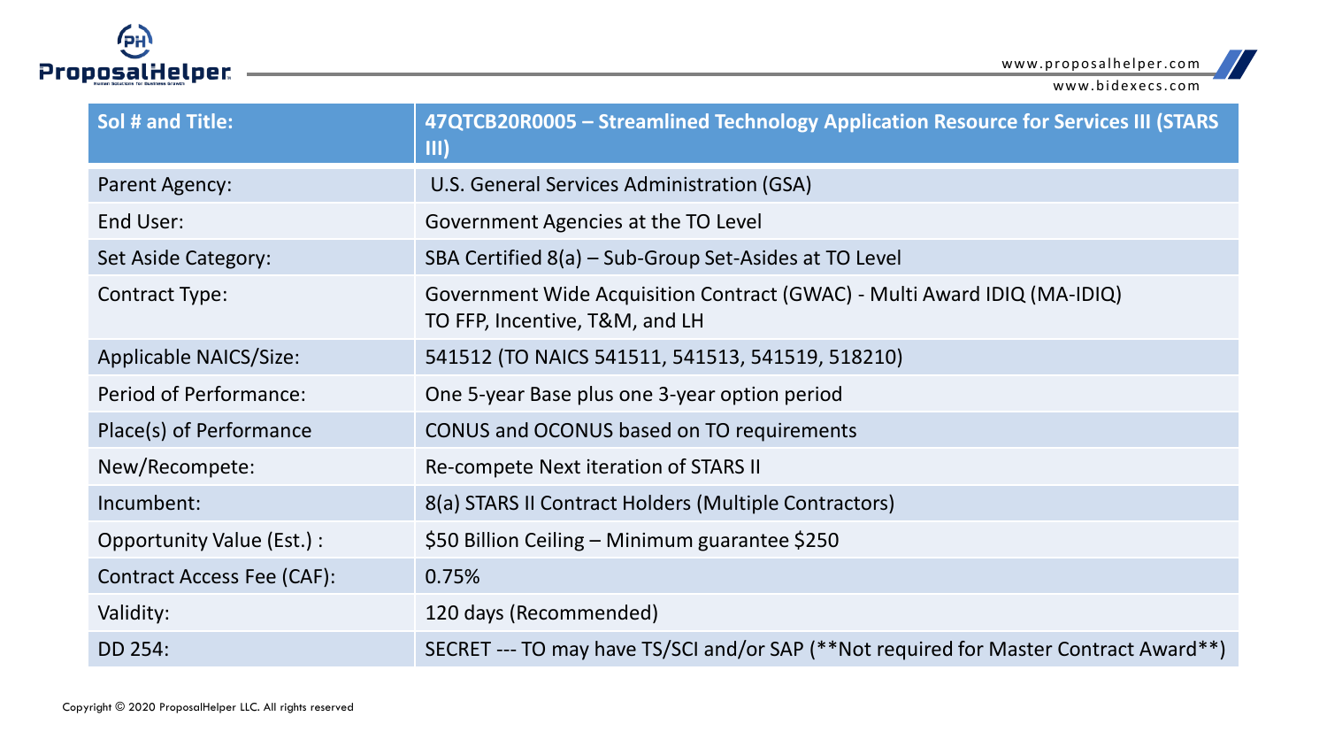| Sol # and Title: | 47QTCB20R0005 – Streamlined Technology Application Resource for Services III (STARS III) |
|---|---|
| Parent Agency: | U.S. General Services Administration (GSA) |
| End User: | Government Agencies at the TO Level |
| Set Aside Category: | SBA Certified 8(a) – Sub-Group Set-Asides at TO Level |
| Contract Type: | Government Wide Acquisition Contract (GWAC) - Multi Award IDIQ (MA-IDIQ)<br>TO FFP, Incentive, T&M, and LH |
| Applicable NAICS/Size: | 541512 (TO NAICS 541511, 541513, 541519, 518210) |
| Period of Performance: | One 5-year Base plus one 3-year option period |
| Place(s) of Performance | CONUS and OCONUS based on TO requirements |
| New/Recompete: | Re-compete Next iteration of STARS II |
| Incumbent: | 8(a) STARS II Contract Holders (Multiple Contractors) |
| Opportunity Value (Est.) : | $50 Billion Ceiling – Minimum guarantee $250 |
| Contract Access Fee (CAF): | 0.75% |
| Validity: | 120 days (Recommended) |
| DD 254: | SECRET --- TO may have TS/SCI and/or SAP (**Not required for Master Contract Award**) |

Copyright © 2020 ProposalHelper LLC. All rights reserved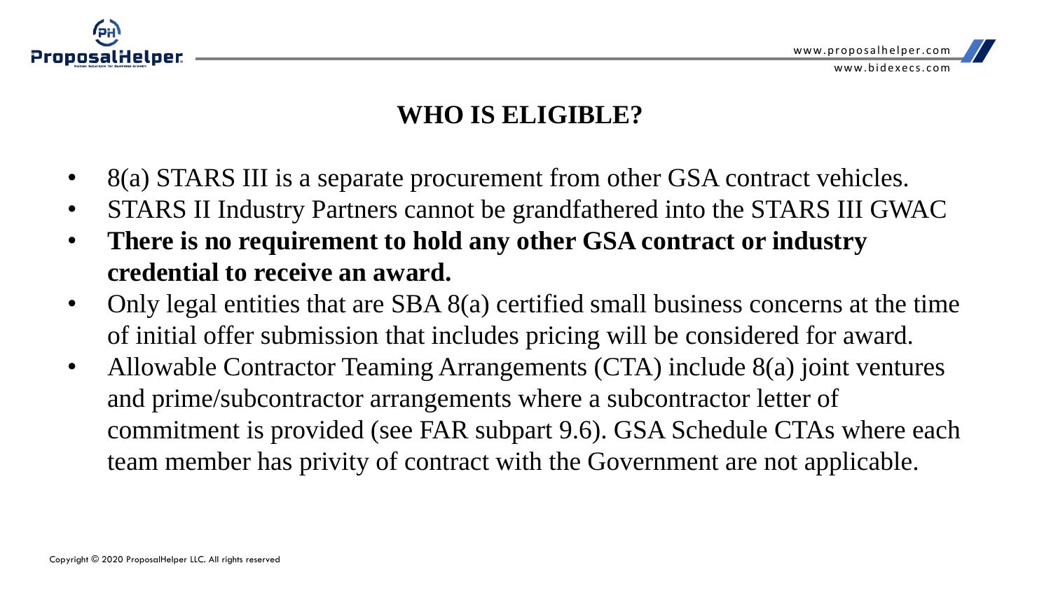## WHO IS ELIGIBLE?

- 8(a) STARS III is a separate procurement from other GSA contract vehicles.
- STARS II Industry Partners cannot be grandfathered into the STARS III GWAC
- **There is no requirement to hold any other GSA contract or industry credential to receive an award.**
- Only legal entities that are SBA 8(a) certified small business concerns at the time of initial offer submission that includes pricing will be considered for award.
- Allowable Contractor Teaming Arrangements (CTA) include 8(a) joint ventures and prime/subcontractor arrangements where a subcontractor letter of commitment is provided (see FAR subpart 9.6). GSA Schedule CTAs where each team member has privity of contract with the Government are not applicable.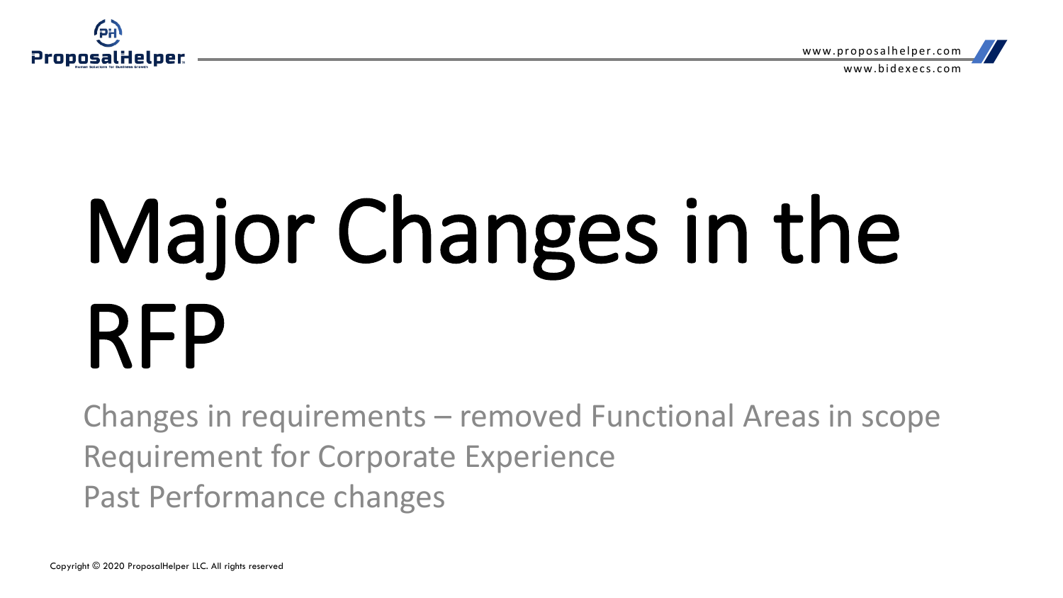# Major Changes in the RFP

Changes in requirements – removed Functional Areas in scope

Requirement for Corporate Experience

Past Performance changes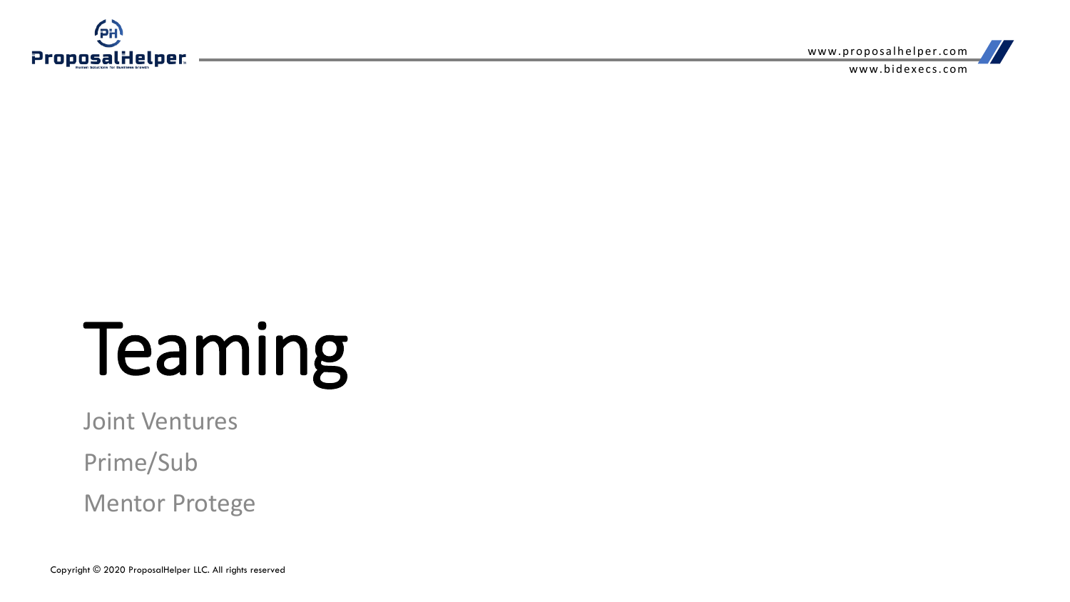# Teaming

Joint Ventures

Prime/Sub

Mentor Protege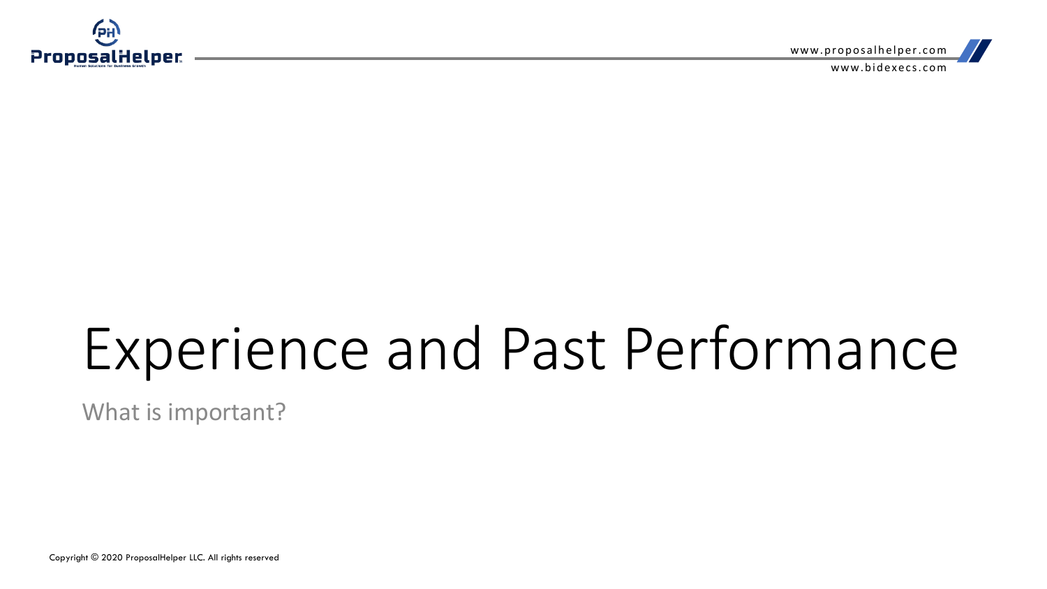# Experience and Past Performance

What is important?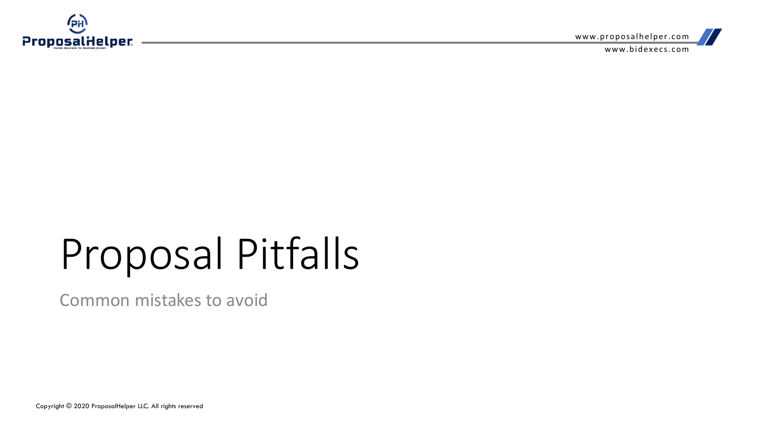# Proposal Pitfalls

Common mistakes to avoid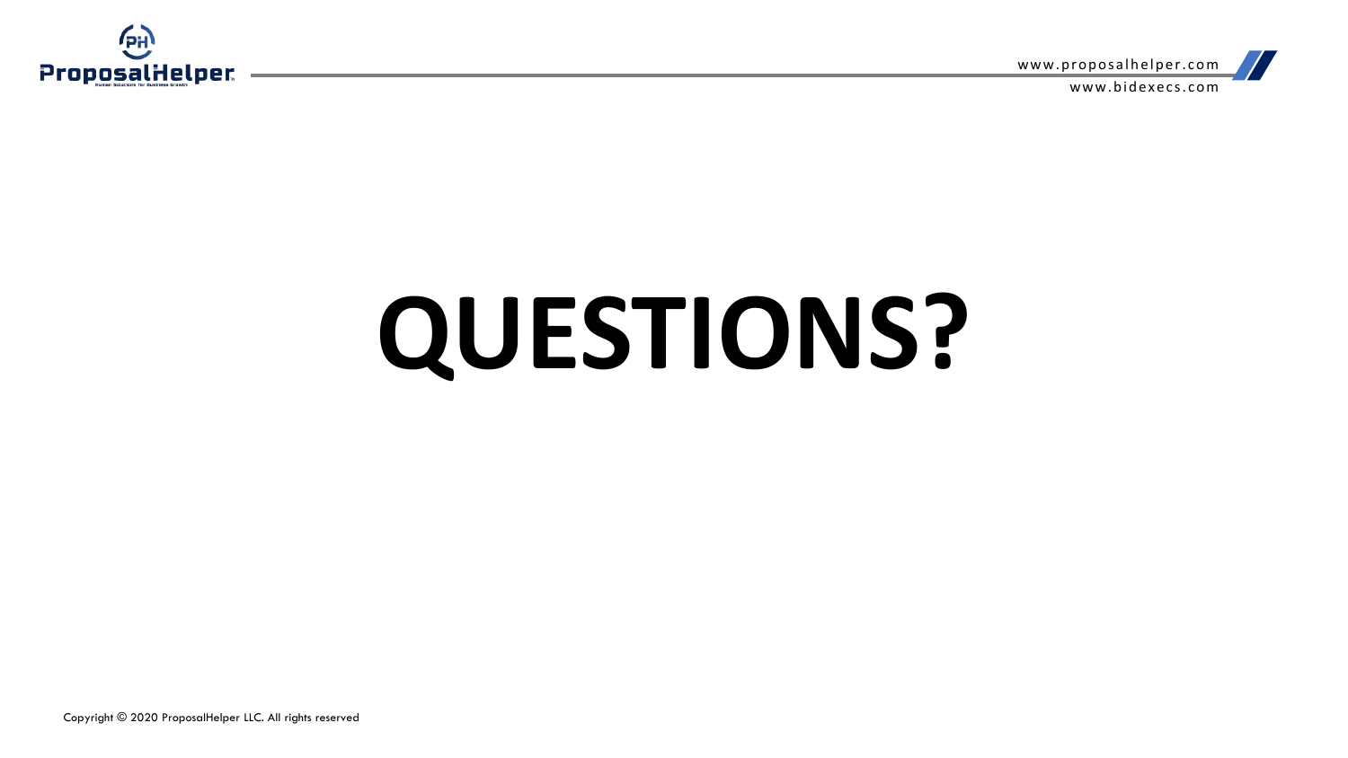# QUESTIONS?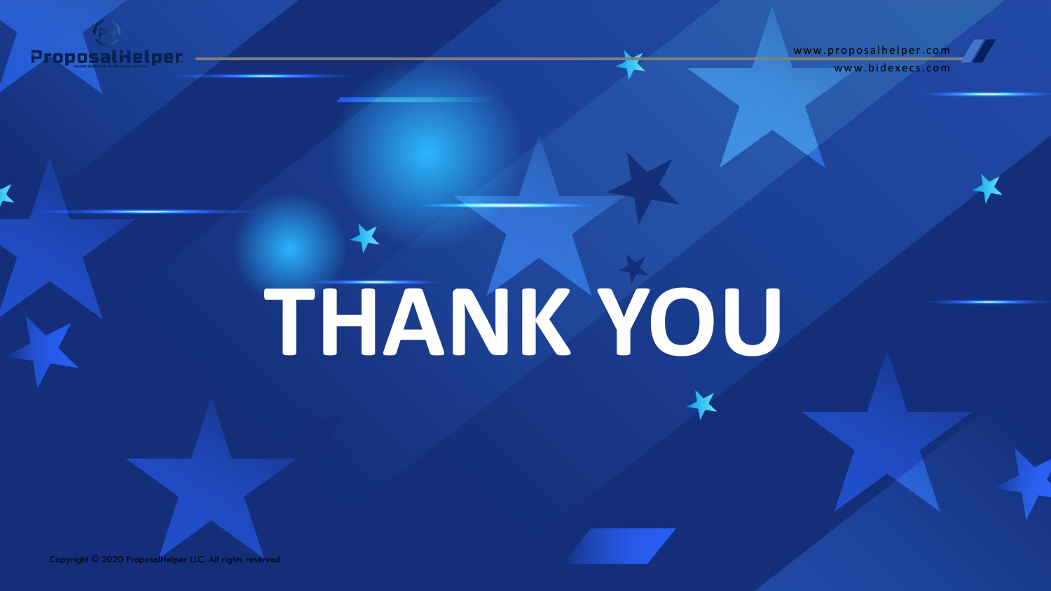# THANK YOU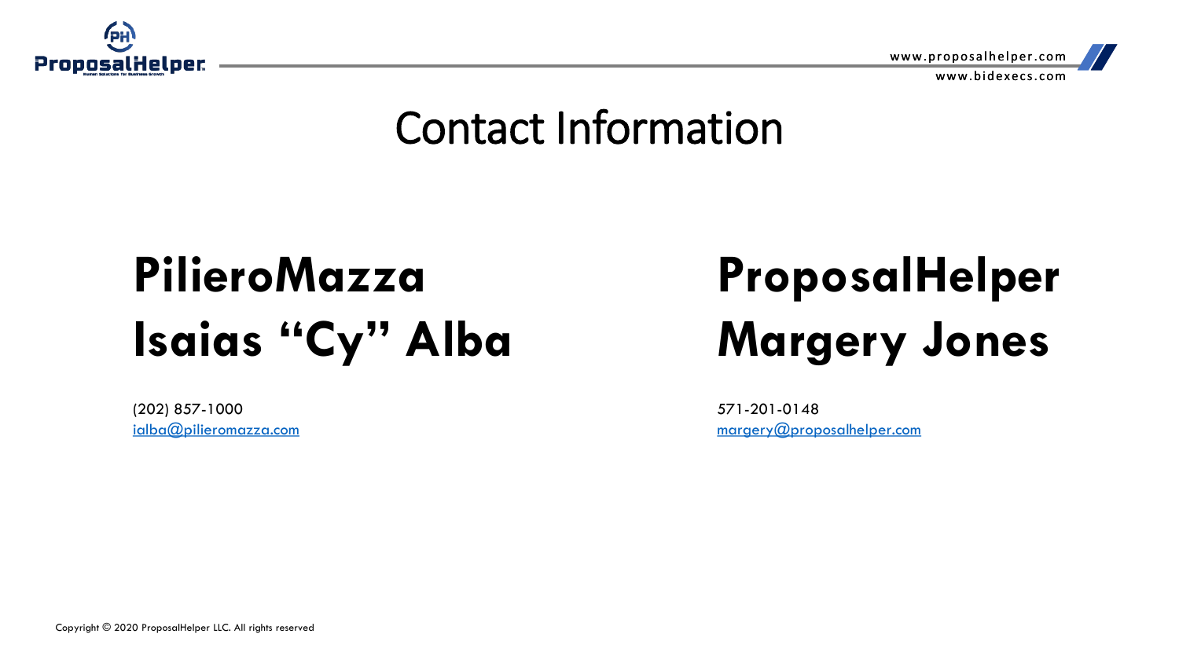# Contact Information

## PilieroMazza
## Isaias "Cy" Alba

(202) 857-1000
ialba@pilieromazza.com

## ProposalHelper
## Margery Jones

571-201-0148
margery@proposalhelper.com

Copyright © 2020 ProposalHelper LLC. All rights reserved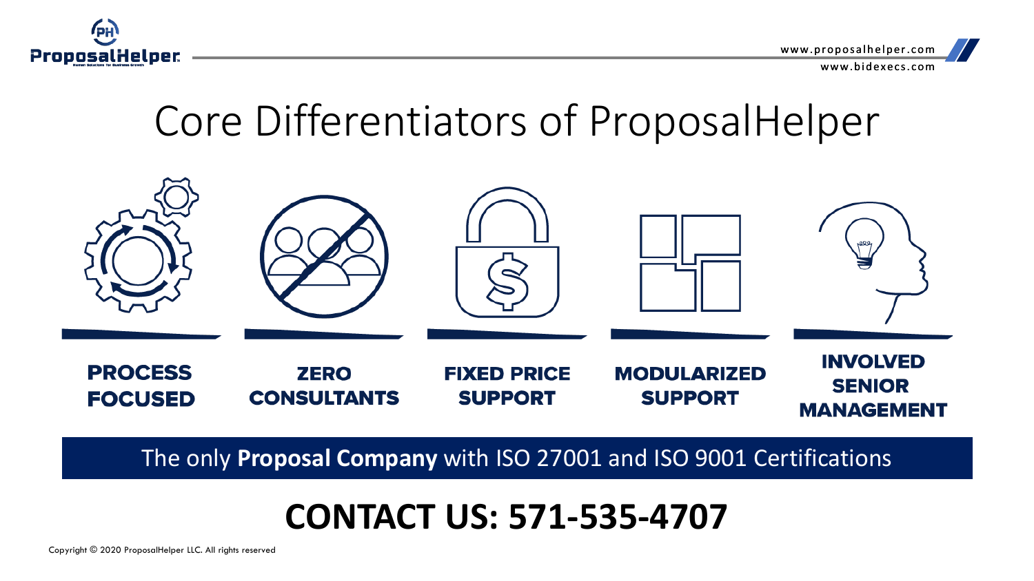# Core Differentiators of ProposalHelper

**PROCESS FOCUSED**

**ZERO CONSULTANTS**

**FIXED PRICE SUPPORT**

**MODULARIZED SUPPORT**

**INVOLVED SENIOR MANAGEMENT**

The only **Proposal Company** with ISO 27001 and ISO 9001 Certifications

## CONTACT US: 571-535-4707

Copyright © 2020 ProposalHelper LLC. All rights reserved